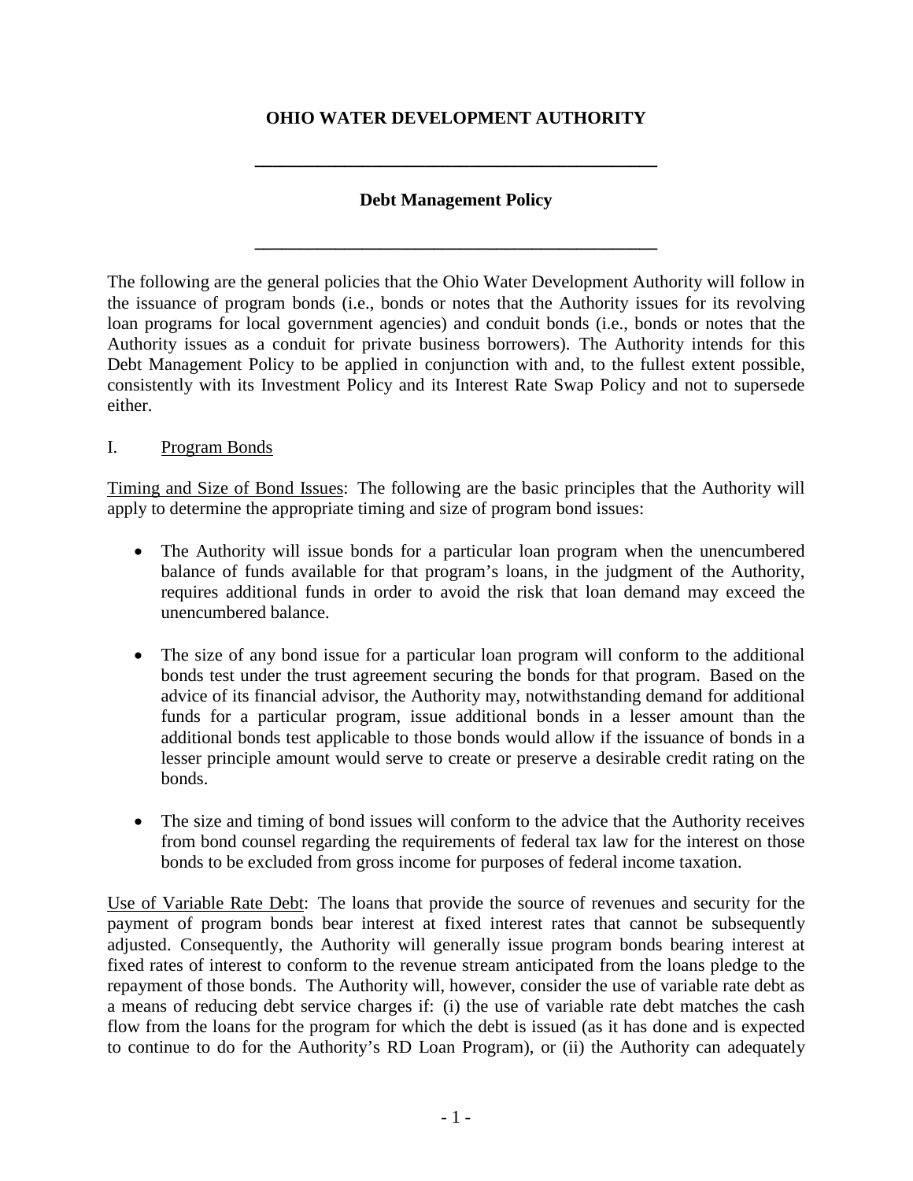# OHIO WATER DEVELOPMENT AUTHORITY

---

## Debt Management Policy

---

The following are the general policies that the Ohio Water Development Authority will follow in the issuance of program bonds (i.e., bonds or notes that the Authority issues for its revolving loan programs for local government agencies) and conduit bonds (i.e., bonds or notes that the Authority issues as a conduit for private business borrowers). The Authority intends for this Debt Management Policy to be applied in conjunction with and, to the fullest extent possible, consistently with its Investment Policy and its Interest Rate Swap Policy and not to supersede either.

I. Program Bonds

Timing and Size of Bond Issues: The following are the basic principles that the Authority will apply to determine the appropriate timing and size of program bond issues:

- The Authority will issue bonds for a particular loan program when the unencumbered balance of funds available for that program's loans, in the judgment of the Authority, requires additional funds in order to avoid the risk that loan demand may exceed the unencumbered balance.

- The size of any bond issue for a particular loan program will conform to the additional bonds test under the trust agreement securing the bonds for that program. Based on the advice of its financial advisor, the Authority may, notwithstanding demand for additional funds for a particular program, issue additional bonds in a lesser amount than the additional bonds test applicable to those bonds would allow if the issuance of bonds in a lesser principle amount would serve to create or preserve a desirable credit rating on the bonds.

- The size and timing of bond issues will conform to the advice that the Authority receives from bond counsel regarding the requirements of federal tax law for the interest on those bonds to be excluded from gross income for purposes of federal income taxation.

Use of Variable Rate Debt: The loans that provide the source of revenues and security for the payment of program bonds bear interest at fixed interest rates that cannot be subsequently adjusted. Consequently, the Authority will generally issue program bonds bearing interest at fixed rates of interest to conform to the revenue stream anticipated from the loans pledge to the repayment of those bonds. The Authority will, however, consider the use of variable rate debt as a means of reducing debt service charges if: (i) the use of variable rate debt matches the cash flow from the loans for the program for which the debt is issued (as it has done and is expected to continue to do for the Authority's RD Loan Program), or (ii) the Authority can adequately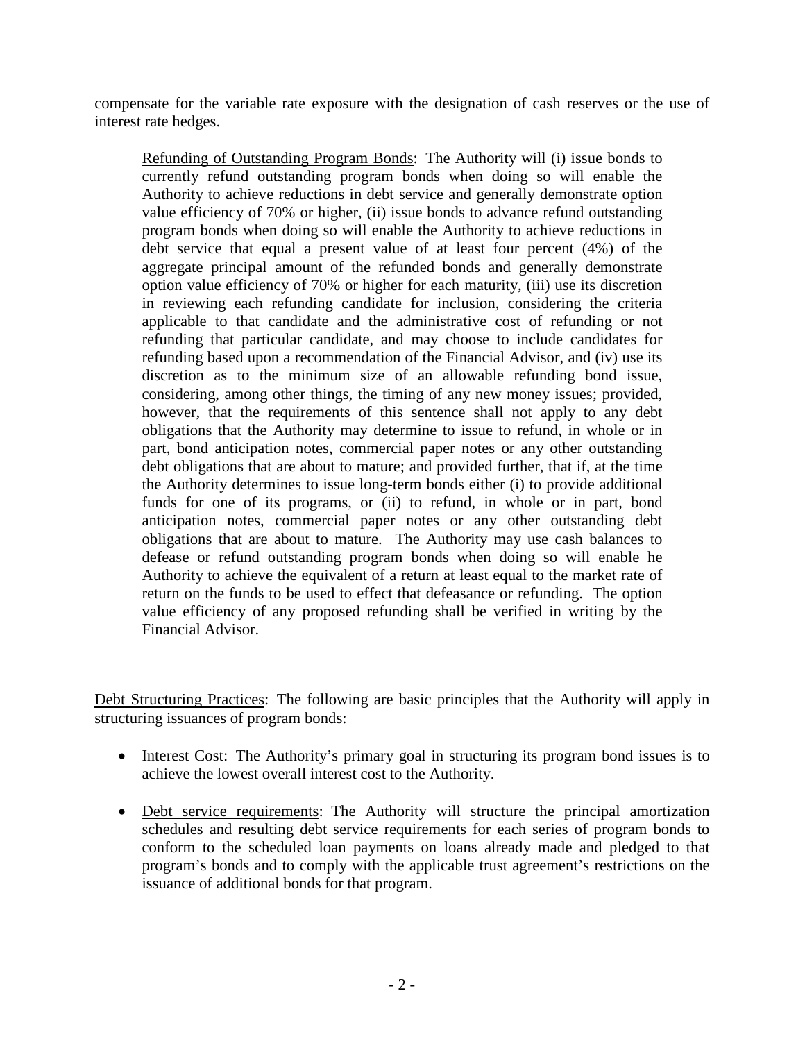compensate for the variable rate exposure with the designation of cash reserves or the use of interest rate hedges.

> Refunding of Outstanding Program Bonds: The Authority will (i) issue bonds to currently refund outstanding program bonds when doing so will enable the Authority to achieve reductions in debt service and generally demonstrate option value efficiency of 70% or higher, (ii) issue bonds to advance refund outstanding program bonds when doing so will enable the Authority to achieve reductions in debt service that equal a present value of at least four percent (4%) of the aggregate principal amount of the refunded bonds and generally demonstrate option value efficiency of 70% or higher for each maturity, (iii) use its discretion in reviewing each refunding candidate for inclusion, considering the criteria applicable to that candidate and the administrative cost of refunding or not refunding that particular candidate, and may choose to include candidates for refunding based upon a recommendation of the Financial Advisor, and (iv) use its discretion as to the minimum size of an allowable refunding bond issue, considering, among other things, the timing of any new money issues; provided, however, that the requirements of this sentence shall not apply to any debt obligations that the Authority may determine to issue to refund, in whole or in part, bond anticipation notes, commercial paper notes or any other outstanding debt obligations that are about to mature; and provided further, that if, at the time the Authority determines to issue long-term bonds either (i) to provide additional funds for one of its programs, or (ii) to refund, in whole or in part, bond anticipation notes, commercial paper notes or any other outstanding debt obligations that are about to mature. The Authority may use cash balances to defease or refund outstanding program bonds when doing so will enable he Authority to achieve the equivalent of a return at least equal to the market rate of return on the funds to be used to effect that defeasance or refunding. The option value efficiency of any proposed refunding shall be verified in writing by the Financial Advisor.

Debt Structuring Practices: The following are basic principles that the Authority will apply in structuring issuances of program bonds:

- Interest Cost: The Authority's primary goal in structuring its program bond issues is to achieve the lowest overall interest cost to the Authority.
- Debt service requirements: The Authority will structure the principal amortization schedules and resulting debt service requirements for each series of program bonds to conform to the scheduled loan payments on loans already made and pledged to that program's bonds and to comply with the applicable trust agreement's restrictions on the issuance of additional bonds for that program.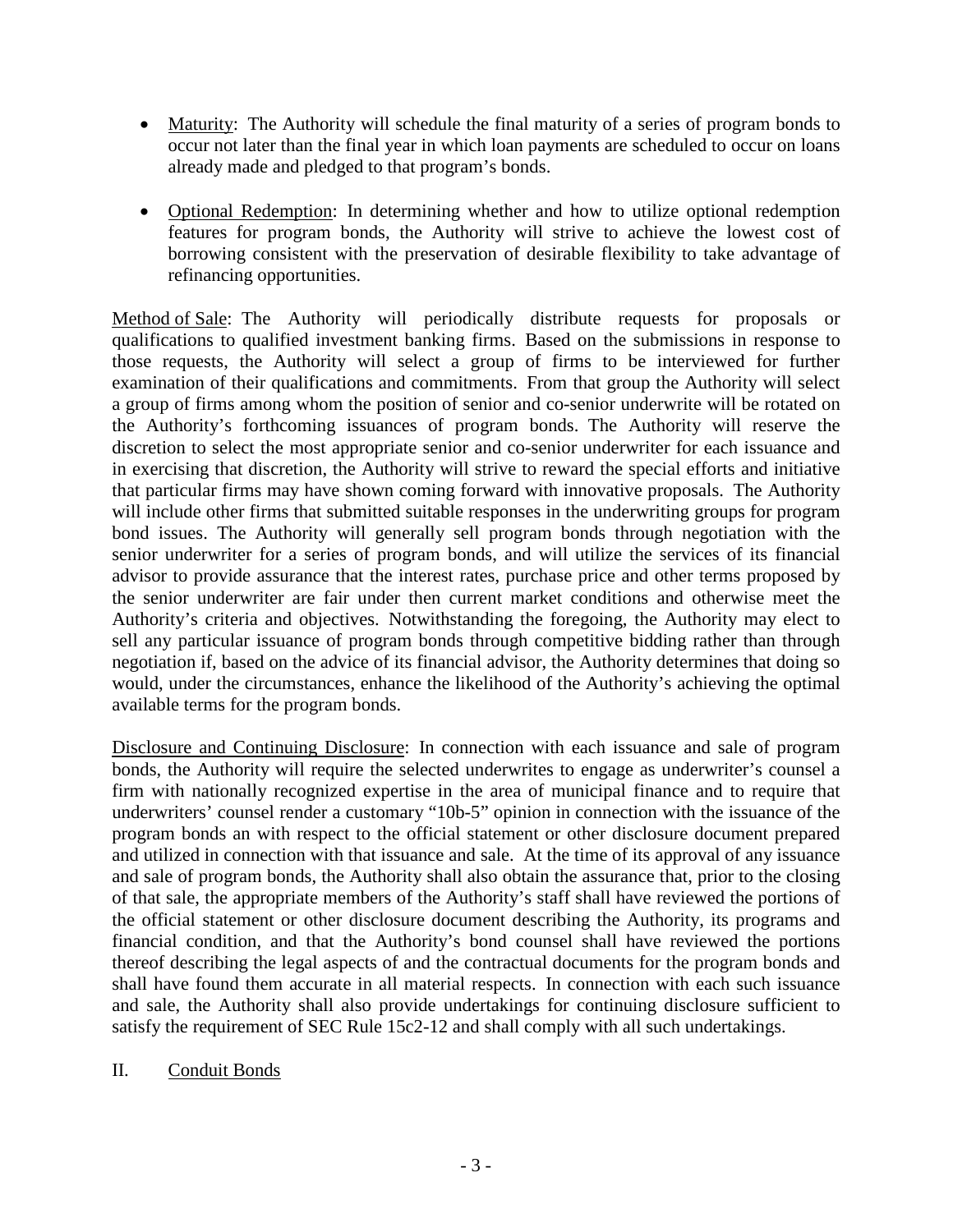- Maturity: The Authority will schedule the final maturity of a series of program bonds to occur not later than the final year in which loan payments are scheduled to occur on loans already made and pledged to that program's bonds.

- Optional Redemption: In determining whether and how to utilize optional redemption features for program bonds, the Authority will strive to achieve the lowest cost of borrowing consistent with the preservation of desirable flexibility to take advantage of refinancing opportunities.

Method of Sale: The Authority will periodically distribute requests for proposals or qualifications to qualified investment banking firms. Based on the submissions in response to those requests, the Authority will select a group of firms to be interviewed for further examination of their qualifications and commitments. From that group the Authority will select a group of firms among whom the position of senior and co-senior underwrite will be rotated on the Authority's forthcoming issuances of program bonds. The Authority will reserve the discretion to select the most appropriate senior and co-senior underwriter for each issuance and in exercising that discretion, the Authority will strive to reward the special efforts and initiative that particular firms may have shown coming forward with innovative proposals. The Authority will include other firms that submitted suitable responses in the underwriting groups for program bond issues. The Authority will generally sell program bonds through negotiation with the senior underwriter for a series of program bonds, and will utilize the services of its financial advisor to provide assurance that the interest rates, purchase price and other terms proposed by the senior underwriter are fair under then current market conditions and otherwise meet the Authority's criteria and objectives. Notwithstanding the foregoing, the Authority may elect to sell any particular issuance of program bonds through competitive bidding rather than through negotiation if, based on the advice of its financial advisor, the Authority determines that doing so would, under the circumstances, enhance the likelihood of the Authority's achieving the optimal available terms for the program bonds.

Disclosure and Continuing Disclosure: In connection with each issuance and sale of program bonds, the Authority will require the selected underwrites to engage as underwriter's counsel a firm with nationally recognized expertise in the area of municipal finance and to require that underwriters' counsel render a customary "10b-5" opinion in connection with the issuance of the program bonds an with respect to the official statement or other disclosure document prepared and utilized in connection with that issuance and sale. At the time of its approval of any issuance and sale of program bonds, the Authority shall also obtain the assurance that, prior to the closing of that sale, the appropriate members of the Authority's staff shall have reviewed the portions of the official statement or other disclosure document describing the Authority, its programs and financial condition, and that the Authority's bond counsel shall have reviewed the portions thereof describing the legal aspects of and the contractual documents for the program bonds and shall have found them accurate in all material respects. In connection with each such issuance and sale, the Authority shall also provide undertakings for continuing disclosure sufficient to satisfy the requirement of SEC Rule 15c2-12 and shall comply with all such undertakings.

## II. Conduit Bonds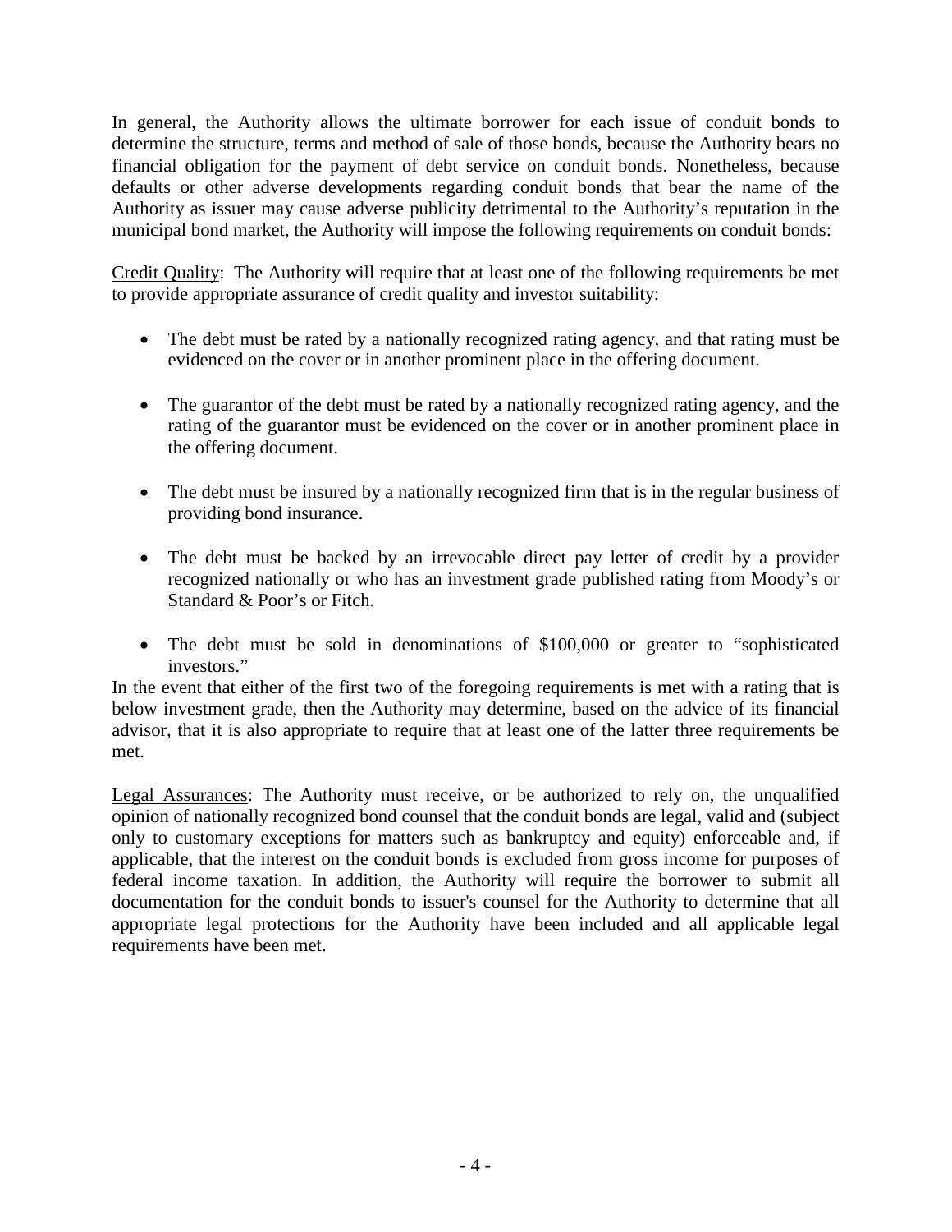In general, the Authority allows the ultimate borrower for each issue of conduit bonds to determine the structure, terms and method of sale of those bonds, because the Authority bears no financial obligation for the payment of debt service on conduit bonds. Nonetheless, because defaults or other adverse developments regarding conduit bonds that bear the name of the Authority as issuer may cause adverse publicity detrimental to the Authority's reputation in the municipal bond market, the Authority will impose the following requirements on conduit bonds:

<u>Credit Quality</u>: The Authority will require that at least one of the following requirements be met to provide appropriate assurance of credit quality and investor suitability:

- The debt must be rated by a nationally recognized rating agency, and that rating must be evidenced on the cover or in another prominent place in the offering document.
- The guarantor of the debt must be rated by a nationally recognized rating agency, and the rating of the guarantor must be evidenced on the cover or in another prominent place in the offering document.
- The debt must be insured by a nationally recognized firm that is in the regular business of providing bond insurance.
- The debt must be backed by an irrevocable direct pay letter of credit by a provider recognized nationally or who has an investment grade published rating from Moody's or Standard & Poor's or Fitch.
- The debt must be sold in denominations of $100,000 or greater to "sophisticated investors."

In the event that either of the first two of the foregoing requirements is met with a rating that is below investment grade, then the Authority may determine, based on the advice of its financial advisor, that it is also appropriate to require that at least one of the latter three requirements be met.

<u>Legal Assurances</u>: The Authority must receive, or be authorized to rely on, the unqualified opinion of nationally recognized bond counsel that the conduit bonds are legal, valid and (subject only to customary exceptions for matters such as bankruptcy and equity) enforceable and, if applicable, that the interest on the conduit bonds is excluded from gross income for purposes of federal income taxation. In addition, the Authority will require the borrower to submit all documentation for the conduit bonds to issuer's counsel for the Authority to determine that all appropriate legal protections for the Authority have been included and all applicable legal requirements have been met.